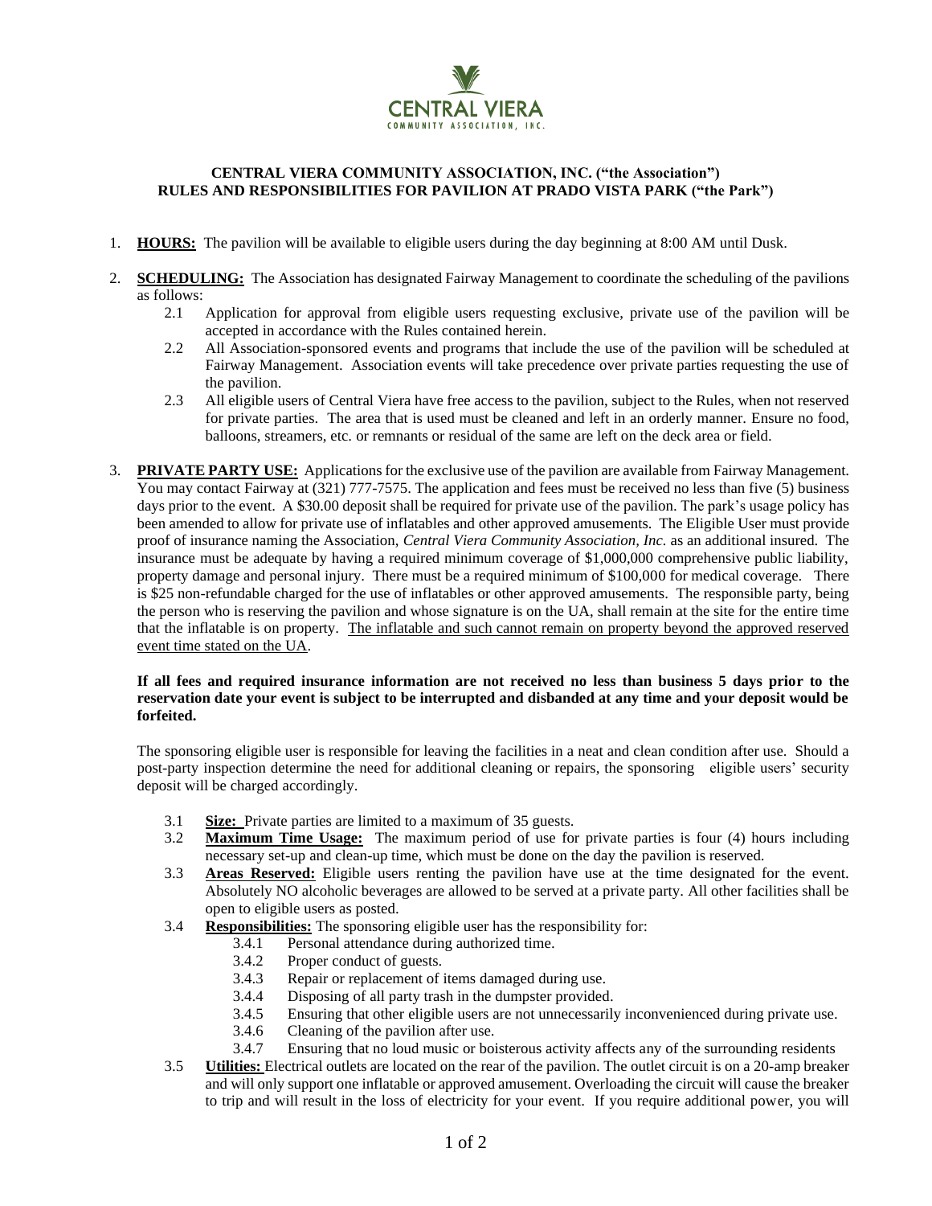CENTRAL VIERA

COMMUNITY ASSOCIATION, INC.

# CENTRAL VIERA COMMUNITY ASSOCIATION, INC. ("the Association")
# RULES AND RESPONSIBILITIES FOR PAVILION AT PRADO VISTA PARK ("the Park")

1. **HOURS:** The pavilion will be available to eligible users during the day beginning at 8:00 AM until Dusk.

2. **SCHEDULING:** The Association has designated Fairway Management to coordinate the scheduling of the pavilions as follows:
   - 2.1 Application for approval from eligible users requesting exclusive, private use of the pavilion will be accepted in accordance with the Rules contained herein.
   - 2.2 All Association-sponsored events and programs that include the use of the pavilion will be scheduled at Fairway Management. Association events will take precedence over private parties requesting the use of the pavilion.
   - 2.3 All eligible users of Central Viera have free access to the pavilion, subject to the Rules, when not reserved for private parties. The area that is used must be cleaned and left in an orderly manner. Ensure no food, balloons, streamers, etc. or remnants or residual of the same are left on the deck area or field.

3. **PRIVATE PARTY USE:** Applications for the exclusive use of the pavilion are available from Fairway Management. You may contact Fairway at (321) 777-7575. The application and fees must be received no less than five (5) business days prior to the event. A $30.00 deposit shall be required for private use of the pavilion. The park's usage policy has been amended to allow for private use of inflatables and other approved amusements. The Eligible User must provide proof of insurance naming the Association, *Central Viera Community Association, Inc.* as an additional insured. The insurance must be adequate by having a required minimum coverage of $1,000,000 comprehensive public liability, property damage and personal injury. There must be a required minimum of $100,000 for medical coverage. There is $25 non-refundable charged for the use of inflatables or other approved amusements. The responsible party, being the person who is reserving the pavilion and whose signature is on the UA, shall remain at the site for the entire time that the inflatable is on property. <u>The inflatable and such cannot remain on property beyond the approved reserved event time stated on the UA</u>.

   **If all fees and required insurance information are not received no less than business 5 days prior to the reservation date your event is subject to be interrupted and disbanded at any time and your deposit would be forfeited.**

   The sponsoring eligible user is responsible for leaving the facilities in a neat and clean condition after use. Should a post-party inspection determine the need for additional cleaning or repairs, the sponsoring eligible users' security deposit will be charged accordingly.

   - 3.1 **Size:** Private parties are limited to a maximum of 35 guests.
   - 3.2 **Maximum Time Usage:** The maximum period of use for private parties is four (4) hours including necessary set-up and clean-up time, which must be done on the day the pavilion is reserved.
   - 3.3 **Areas Reserved:** Eligible users renting the pavilion have use at the time designated for the event. Absolutely NO alcoholic beverages are allowed to be served at a private party. All other facilities shall be open to eligible users as posted.
   - 3.4 **Responsibilities:** The sponsoring eligible user has the responsibility for:
     - 3.4.1 Personal attendance during authorized time.
     - 3.4.2 Proper conduct of guests.
     - 3.4.3 Repair or replacement of items damaged during use.
     - 3.4.4 Disposing of all party trash in the dumpster provided.
     - 3.4.5 Ensuring that other eligible users are not unnecessarily inconvenienced during private use.
     - 3.4.6 Cleaning of the pavilion after use.
     - 3.4.7 Ensuring that no loud music or boisterous activity affects any of the surrounding residents
   - 3.5 **Utilities:** Electrical outlets are located on the rear of the pavilion. The outlet circuit is on a 20-amp breaker and will only support one inflatable or approved amusement. Overloading the circuit will cause the breaker to trip and will result in the loss of electricity for your event. If you require additional power, you will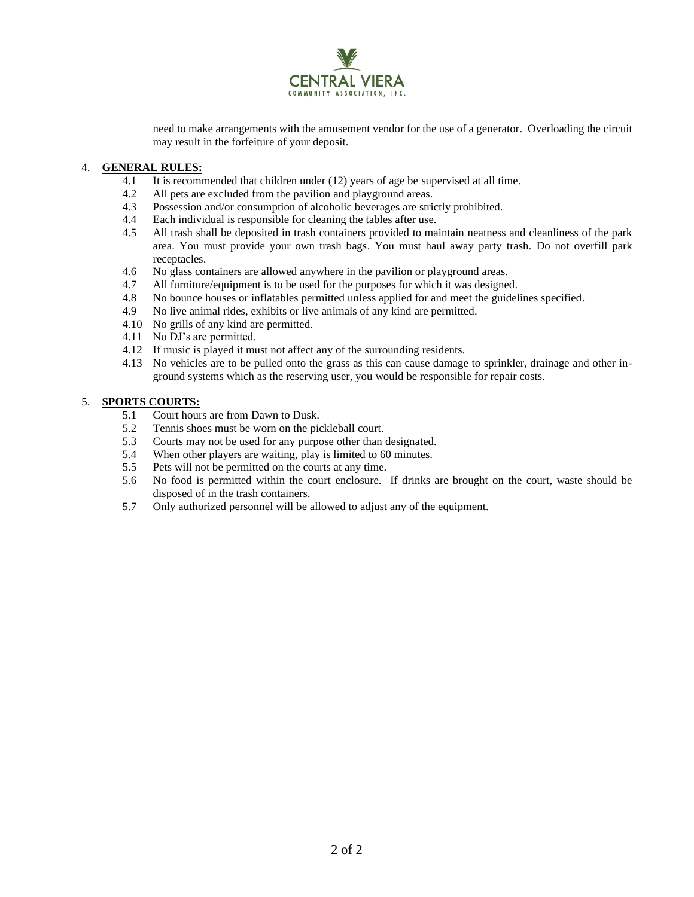need to make arrangements with the amusement vendor for the use of a generator. Overloading the circuit may result in the forfeiture of your deposit.

4. **GENERAL RULES:**
   - 4.1 It is recommended that children under (12) years of age be supervised at all time.
   - 4.2 All pets are excluded from the pavilion and playground areas.
   - 4.3 Possession and/or consumption of alcoholic beverages are strictly prohibited.
   - 4.4 Each individual is responsible for cleaning the tables after use.
   - 4.5 All trash shall be deposited in trash containers provided to maintain neatness and cleanliness of the park area. You must provide your own trash bags. You must haul away party trash. Do not overfill park receptacles.
   - 4.6 No glass containers are allowed anywhere in the pavilion or playground areas.
   - 4.7 All furniture/equipment is to be used for the purposes for which it was designed.
   - 4.8 No bounce houses or inflatables permitted unless applied for and meet the guidelines specified.
   - 4.9 No live animal rides, exhibits or live animals of any kind are permitted.
   - 4.10 No grills of any kind are permitted.
   - 4.11 No DJ's are permitted.
   - 4.12 If music is played it must not affect any of the surrounding residents.
   - 4.13 No vehicles are to be pulled onto the grass as this can cause damage to sprinkler, drainage and other in-ground systems which as the reserving user, you would be responsible for repair costs.

5. **SPORTS COURTS:**
   - 5.1 Court hours are from Dawn to Dusk.
   - 5.2 Tennis shoes must be worn on the pickleball court.
   - 5.3 Courts may not be used for any purpose other than designated.
   - 5.4 When other players are waiting, play is limited to 60 minutes.
   - 5.5 Pets will not be permitted on the courts at any time.
   - 5.6 No food is permitted within the court enclosure. If drinks are brought on the court, waste should be disposed of in the trash containers.
   - 5.7 Only authorized personnel will be allowed to adjust any of the equipment.